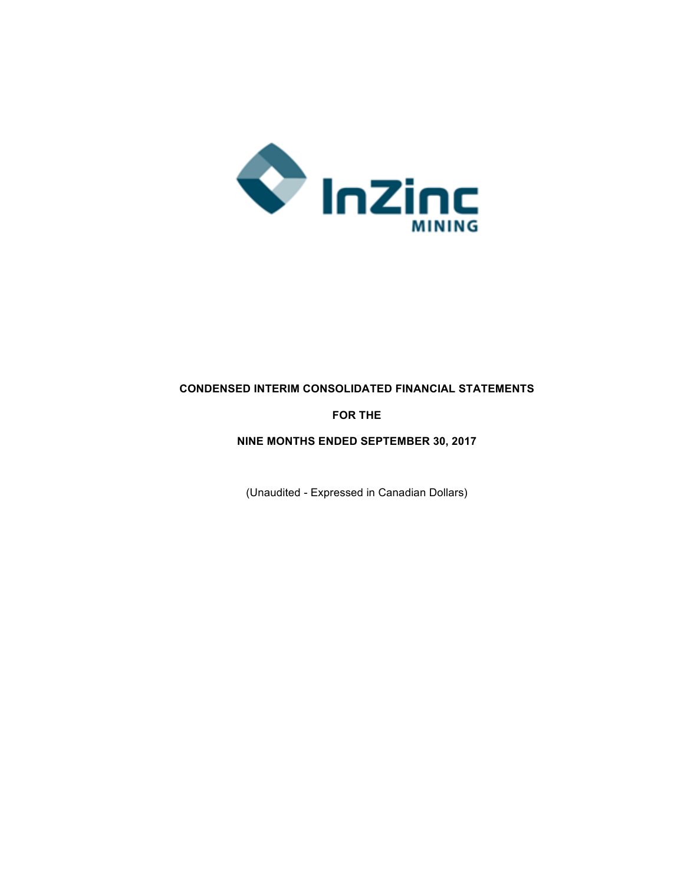InZinc MINING

**CONDENSED INTERIM CONSOLIDATED FINANCIAL STATEMENTS**

**FOR THE**

**NINE MONTHS ENDED SEPTEMBER 30, 2017**

(Unaudited - Expressed in Canadian Dollars)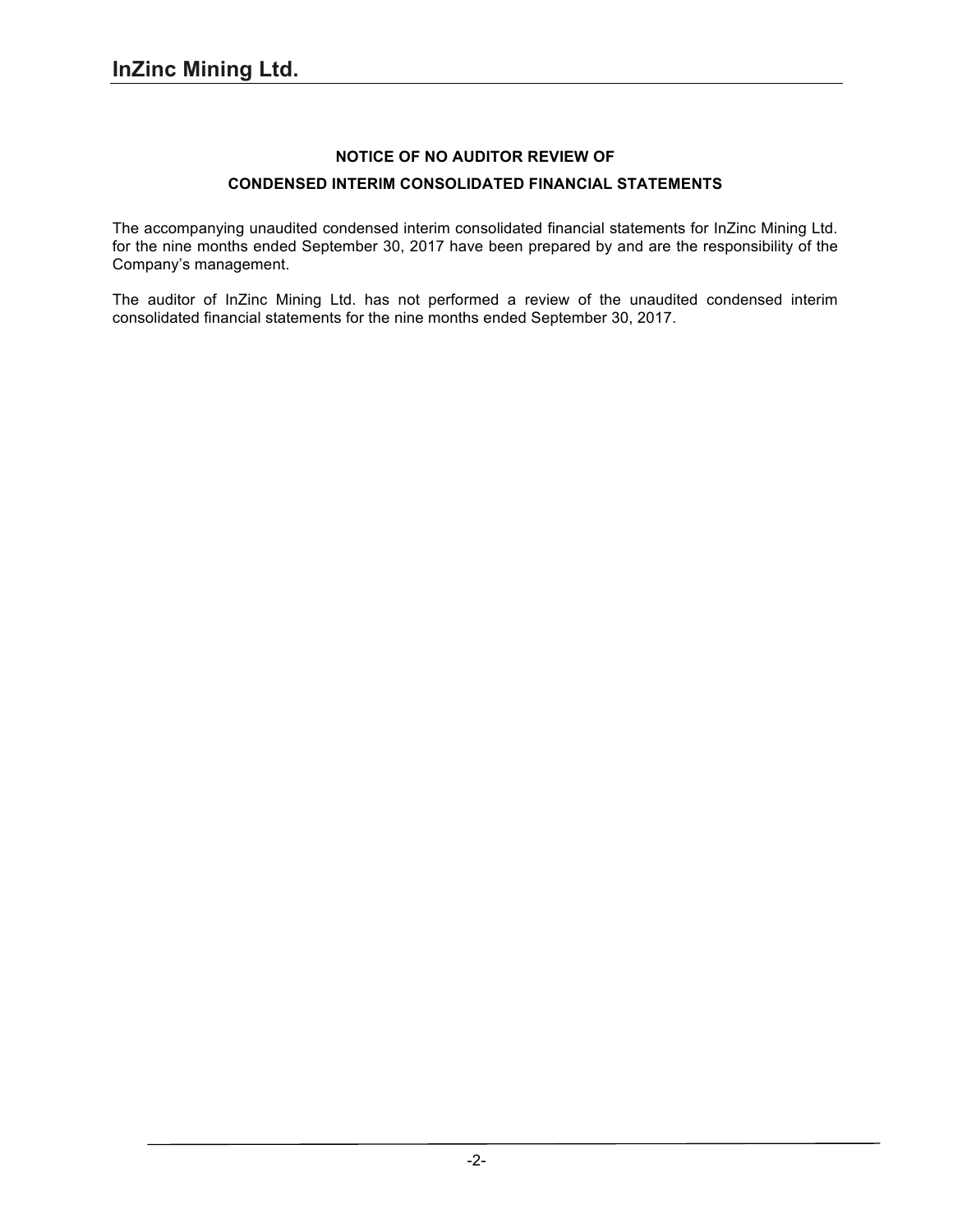## NOTICE OF NO AUDITOR REVIEW OF

## CONDENSED INTERIM CONSOLIDATED FINANCIAL STATEMENTS

The accompanying unaudited condensed interim consolidated financial statements for InZinc Mining Ltd. for the nine months ended September 30, 2017 have been prepared by and are the responsibility of the Company's management.

The auditor of InZinc Mining Ltd. has not performed a review of the unaudited condensed interim consolidated financial statements for the nine months ended September 30, 2017.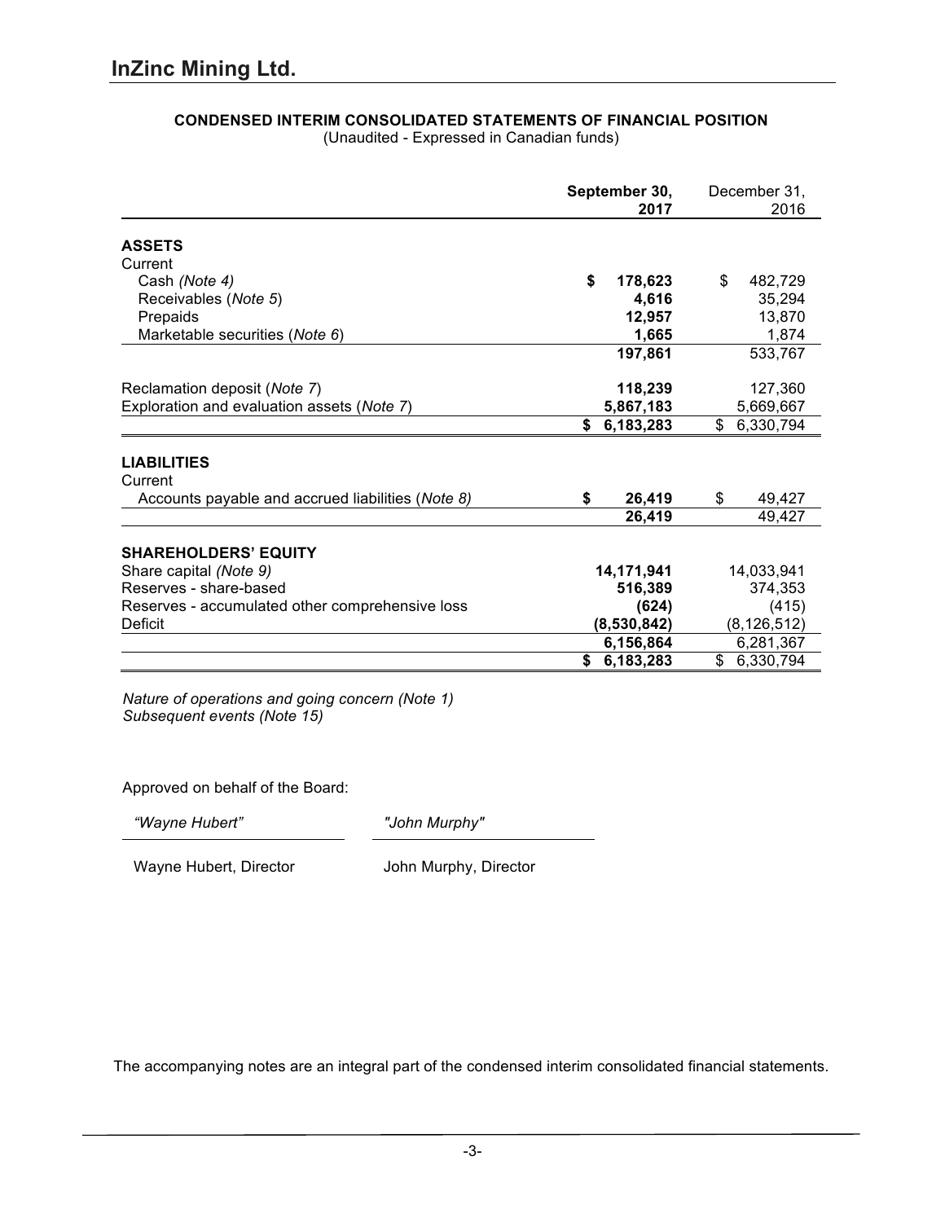# InZinc Mining Ltd.

## CONDENSED INTERIM CONSOLIDATED STATEMENTS OF FINANCIAL POSITION

(Unaudited - Expressed in Canadian funds)

| | September 30, 2017 | December 31, 2016 |
|---|---|---|
| **ASSETS** | | |
| Current | | |
| Cash *(Note 4)* | **$ 178,623** | $ 482,729 |
| Receivables (*Note 5*) | **4,616** | 35,294 |
| Prepaids | **12,957** | 13,870 |
| Marketable securities (*Note 6*) | **1,665** | 1,874 |
| | **197,861** | 533,767 |
| Reclamation deposit (*Note 7*) | **118,239** | 127,360 |
| Exploration and evaluation assets (*Note 7*) | **5,867,183** | 5,669,667 |
| | **$ 6,183,283** | $ 6,330,794 |
| **LIABILITIES** | | |
| Current | | |
| Accounts payable and accrued liabilities (*Note 8*) | **$ 26,419** | $ 49,427 |
| | **26,419** | 49,427 |
| **SHAREHOLDERS' EQUITY** | | |
| Share capital *(Note 9)* | **14,171,941** | 14,033,941 |
| Reserves - share-based | **516,389** | 374,353 |
| Reserves - accumulated other comprehensive loss | **(624)** | (415) |
| Deficit | **(8,530,842)** | (8,126,512) |
| | **6,156,864** | 6,281,367 |
| | **$ 6,183,283** | $ 6,330,794 |

*Nature of operations and going concern (Note 1)*
*Subsequent events (Note 15)*

Approved on behalf of the Board:

| *"Wayne Hubert"* | *"John Murphy"* |
|---|---|
| Wayne Hubert, Director | John Murphy, Director |

The accompanying notes are an integral part of the condensed interim consolidated financial statements.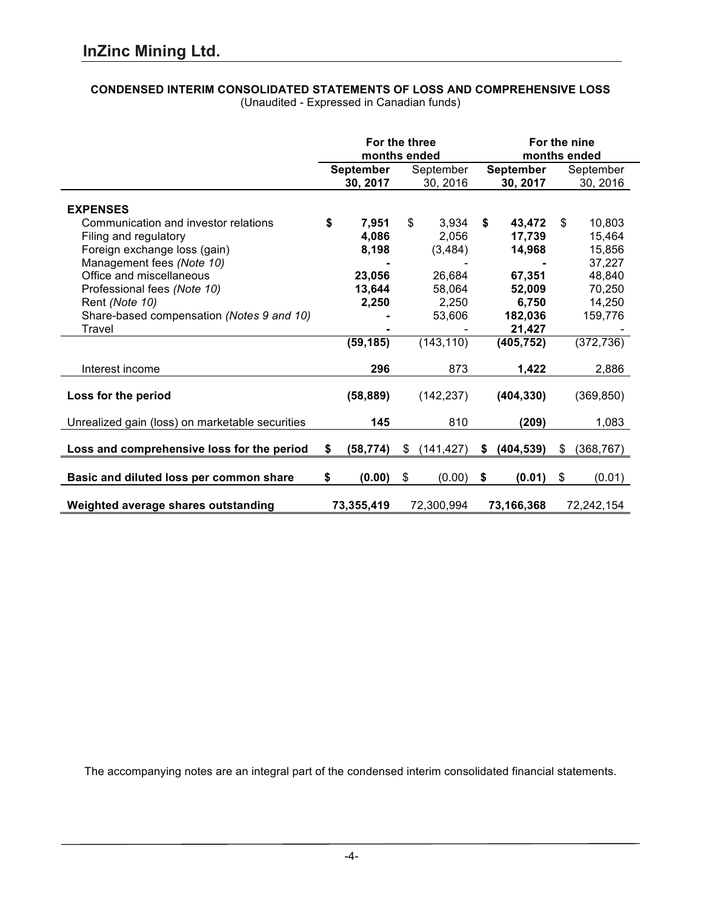# InZinc Mining Ltd.

**CONDENSED INTERIM CONSOLIDATED STATEMENTS OF LOSS AND COMPREHENSIVE LOSS**
(Unaudited - Expressed in Canadian funds)

| | For the three months ended | | For the nine months ended | |
|---|---|---|---|---|
| | **September 30, 2017** | September 30, 2016 | **September 30, 2017** | September 30, 2016 |
| **EXPENSES** | | | | |
| Communication and investor relations | **$ 7,951** | $ 3,934 | **$ 43,472** | $ 10,803 |
| Filing and regulatory | **4,086** | 2,056 | **17,739** | 15,464 |
| Foreign exchange loss (gain) | **8,198** | (3,484) | **14,968** | 15,856 |
| Management fees *(Note 10)* | **-** | - | **-** | 37,227 |
| Office and miscellaneous | **23,056** | 26,684 | **67,351** | 48,840 |
| Professional fees *(Note 10)* | **13,644** | 58,064 | **52,009** | 70,250 |
| Rent *(Note 10)* | **2,250** | 2,250 | **6,750** | 14,250 |
| Share-based compensation *(Notes 9 and 10)* | **-** | 53,606 | **182,036** | 159,776 |
| Travel | **-** | - | **21,427** | - |
| | **(59,185)** | (143,110) | **(405,752)** | (372,736) |
| Interest income | **296** | 873 | **1,422** | 2,886 |
| **Loss for the period** | **(58,889)** | (142,237) | **(404,330)** | (369,850) |
| Unrealized gain (loss) on marketable securities | **145** | 810 | **(209)** | 1,083 |
| **Loss and comprehensive loss for the period** | **$ (58,774)** | $ (141,427) | **$ (404,539)** | $ (368,767) |
| **Basic and diluted loss per common share** | **$ (0.00)** | $ (0.00) | **$ (0.01)** | $ (0.01) |
| **Weighted average shares outstanding** | **73,355,419** | 72,300,994 | **73,166,368** | 72,242,154 |

The accompanying notes are an integral part of the condensed interim consolidated financial statements.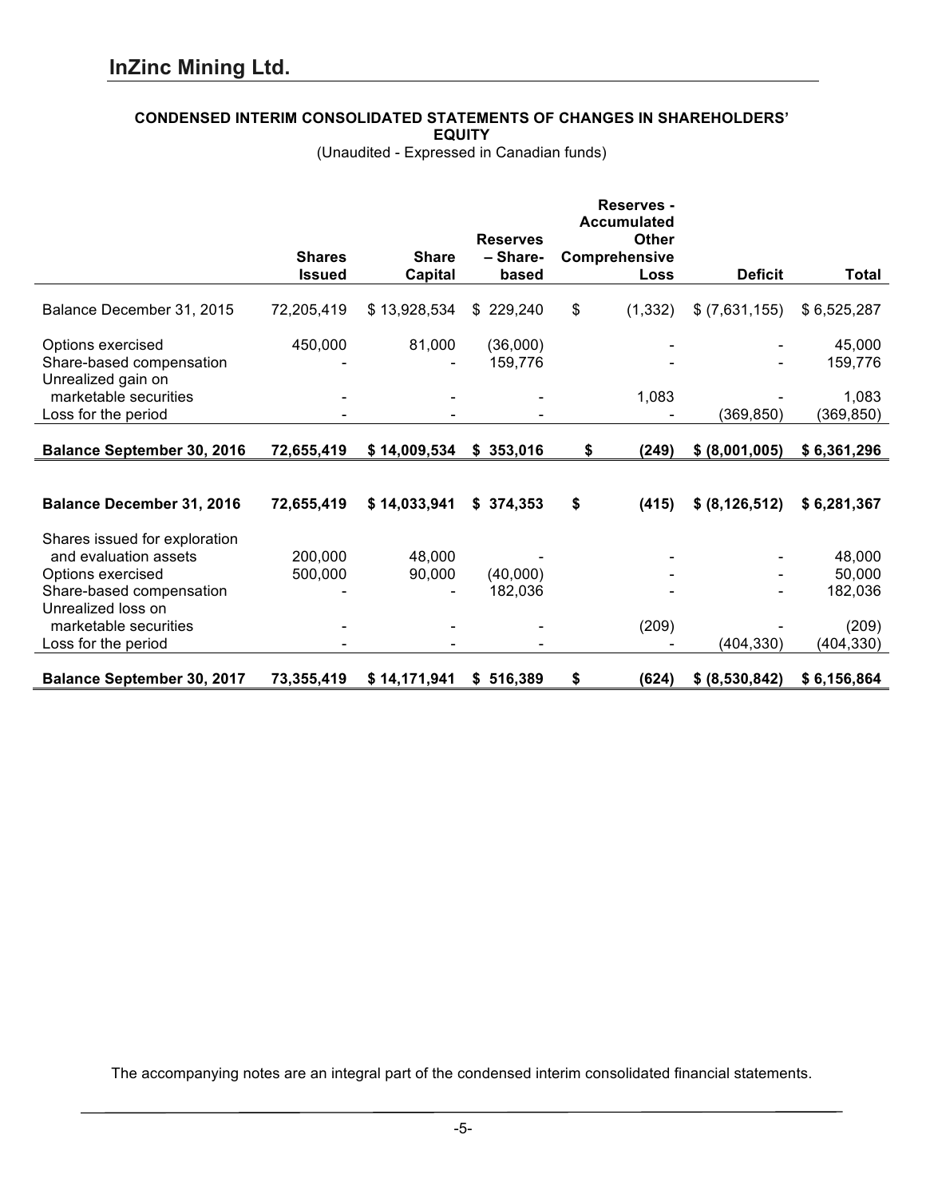## InZinc Mining Ltd.

### CONDENSED INTERIM CONSOLIDATED STATEMENTS OF CHANGES IN SHAREHOLDERS' EQUITY

(Unaudited - Expressed in Canadian funds)

| | Shares Issued | Share Capital | Reserves – Share-based | Reserves - Accumulated Other Comprehensive Loss | Deficit | Total |
|---|---|---|---|---|---|---|
| Balance December 31, 2015 | 72,205,419 | $ 13,928,534 | $ 229,240 | $ (1,332) | $ (7,631,155) | $ 6,525,287 |
| Options exercised | 450,000 | 81,000 | (36,000) | - | - | 45,000 |
| Share-based compensation | - | - | 159,776 | - | - | 159,776 |
| Unrealized gain on marketable securities | - | - | - | 1,083 | - | 1,083 |
| Loss for the period | - | - | - | - | (369,850) | (369,850) |
| **Balance September 30, 2016** | **72,655,419** | **$ 14,009,534** | **$ 353,016** | **$ (249)** | **$ (8,001,005)** | **$ 6,361,296** |
| | | | | | | |
| **Balance December 31, 2016** | **72,655,419** | **$ 14,033,941** | **$ 374,353** | **$ (415)** | **$ (8,126,512)** | **$ 6,281,367** |
| Shares issued for exploration and evaluation assets | 200,000 | 48,000 | - | - | - | 48,000 |
| Options exercised | 500,000 | 90,000 | (40,000) | - | - | 50,000 |
| Share-based compensation | - | - | 182,036 | - | - | 182,036 |
| Unrealized loss on marketable securities | - | - | - | (209) | - | (209) |
| Loss for the period | - | - | - | - | (404,330) | (404,330) |
| **Balance September 30, 2017** | **73,355,419** | **$ 14,171,941** | **$ 516,389** | **$ (624)** | **$ (8,530,842)** | **$ 6,156,864** |

The accompanying notes are an integral part of the condensed interim consolidated financial statements.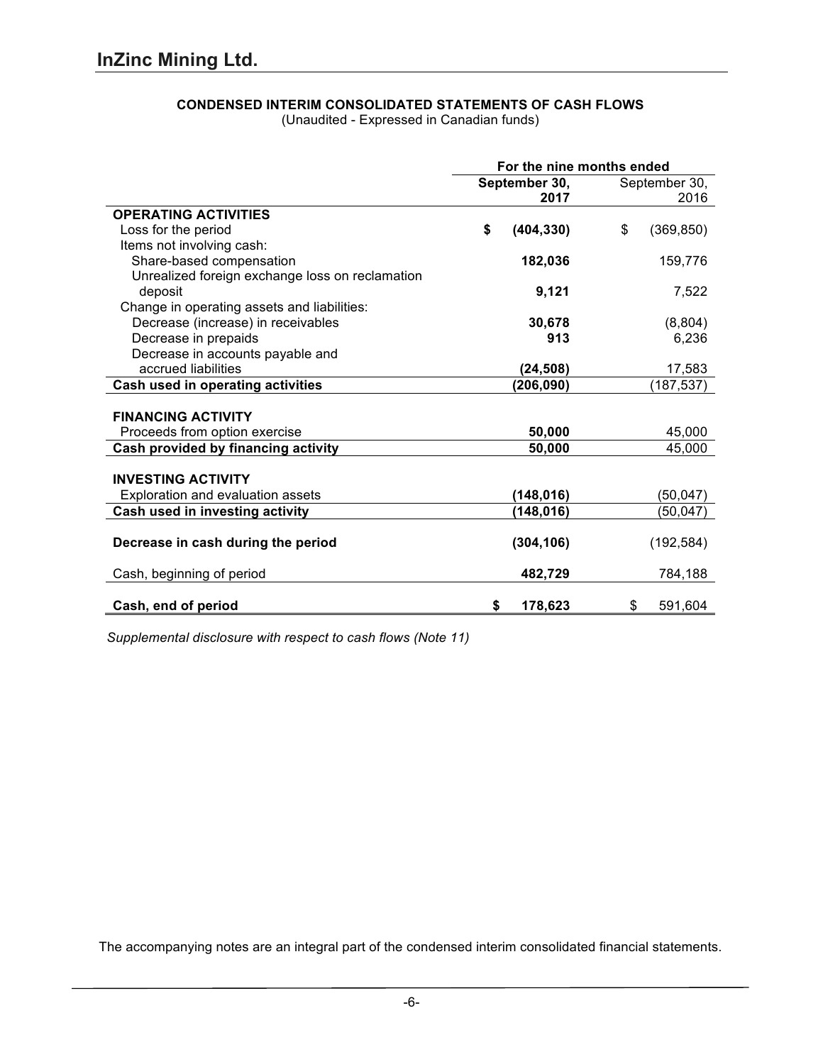# InZinc Mining Ltd.

**CONDENSED INTERIM CONSOLIDATED STATEMENTS OF CASH FLOWS**
(Unaudited - Expressed in Canadian funds)

| | For the nine months ended | |
|---|---|---|
| | **September 30, 2017** | September 30, 2016 |
| **OPERATING ACTIVITIES** | | |
| Loss for the period | **$ (404,330)** | $ (369,850) |
| Items not involving cash: | | |
| Share-based compensation | **182,036** | 159,776 |
| Unrealized foreign exchange loss on reclamation deposit | **9,121** | 7,522 |
| Change in operating assets and liabilities: | | |
| Decrease (increase) in receivables | **30,678** | (8,804) |
| Decrease in prepaids | **913** | 6,236 |
| Decrease in accounts payable and accrued liabilities | **(24,508)** | 17,583 |
| **Cash used in operating activities** | **(206,090)** | (187,537) |
| **FINANCING ACTIVITY** | | |
| Proceeds from option exercise | **50,000** | 45,000 |
| **Cash provided by financing activity** | **50,000** | 45,000 |
| **INVESTING ACTIVITY** | | |
| Exploration and evaluation assets | **(148,016)** | (50,047) |
| **Cash used in investing activity** | **(148,016)** | (50,047) |
| **Decrease in cash during the period** | **(304,106)** | (192,584) |
| Cash, beginning of period | **482,729** | 784,188 |
| **Cash, end of period** | **$ 178,623** | $ 591,604 |

*Supplemental disclosure with respect to cash flows (Note 11)*

The accompanying notes are an integral part of the condensed interim consolidated financial statements.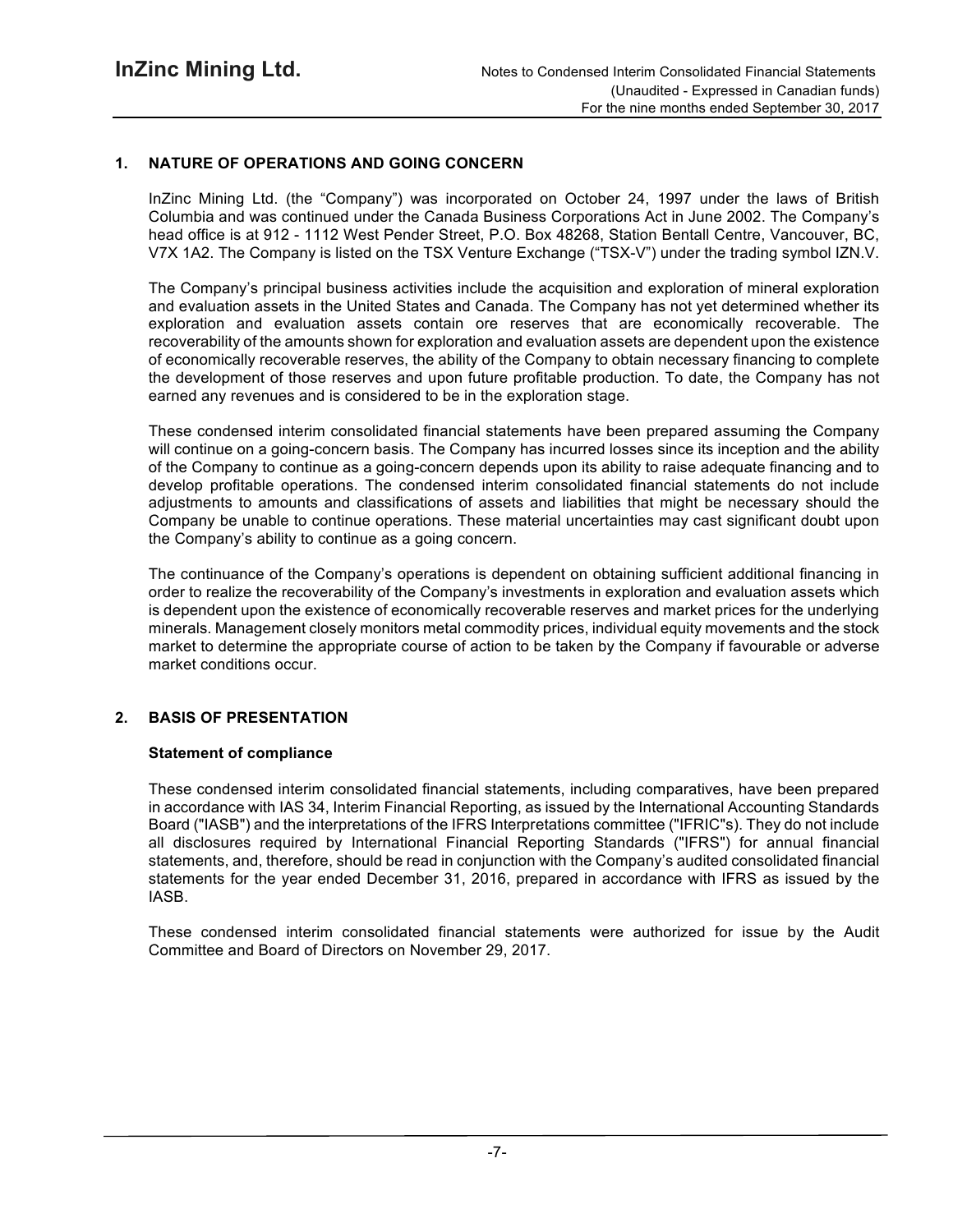## 1. NATURE OF OPERATIONS AND GOING CONCERN

InZinc Mining Ltd. (the "Company") was incorporated on October 24, 1997 under the laws of British Columbia and was continued under the Canada Business Corporations Act in June 2002. The Company's head office is at 912 - 1112 West Pender Street, P.O. Box 48268, Station Bentall Centre, Vancouver, BC, V7X 1A2. The Company is listed on the TSX Venture Exchange ("TSX-V") under the trading symbol IZN.V.

The Company's principal business activities include the acquisition and exploration of mineral exploration and evaluation assets in the United States and Canada. The Company has not yet determined whether its exploration and evaluation assets contain ore reserves that are economically recoverable. The recoverability of the amounts shown for exploration and evaluation assets are dependent upon the existence of economically recoverable reserves, the ability of the Company to obtain necessary financing to complete the development of those reserves and upon future profitable production. To date, the Company has not earned any revenues and is considered to be in the exploration stage.

These condensed interim consolidated financial statements have been prepared assuming the Company will continue on a going-concern basis. The Company has incurred losses since its inception and the ability of the Company to continue as a going-concern depends upon its ability to raise adequate financing and to develop profitable operations. The condensed interim consolidated financial statements do not include adjustments to amounts and classifications of assets and liabilities that might be necessary should the Company be unable to continue operations. These material uncertainties may cast significant doubt upon the Company's ability to continue as a going concern.

The continuance of the Company's operations is dependent on obtaining sufficient additional financing in order to realize the recoverability of the Company's investments in exploration and evaluation assets which is dependent upon the existence of economically recoverable reserves and market prices for the underlying minerals. Management closely monitors metal commodity prices, individual equity movements and the stock market to determine the appropriate course of action to be taken by the Company if favourable or adverse market conditions occur.

## 2. BASIS OF PRESENTATION

### Statement of compliance

These condensed interim consolidated financial statements, including comparatives, have been prepared in accordance with IAS 34, Interim Financial Reporting, as issued by the International Accounting Standards Board ("IASB") and the interpretations of the IFRS Interpretations committee ("IFRIC"s). They do not include all disclosures required by International Financial Reporting Standards ("IFRS") for annual financial statements, and, therefore, should be read in conjunction with the Company's audited consolidated financial statements for the year ended December 31, 2016, prepared in accordance with IFRS as issued by the IASB.

These condensed interim consolidated financial statements were authorized for issue by the Audit Committee and Board of Directors on November 29, 2017.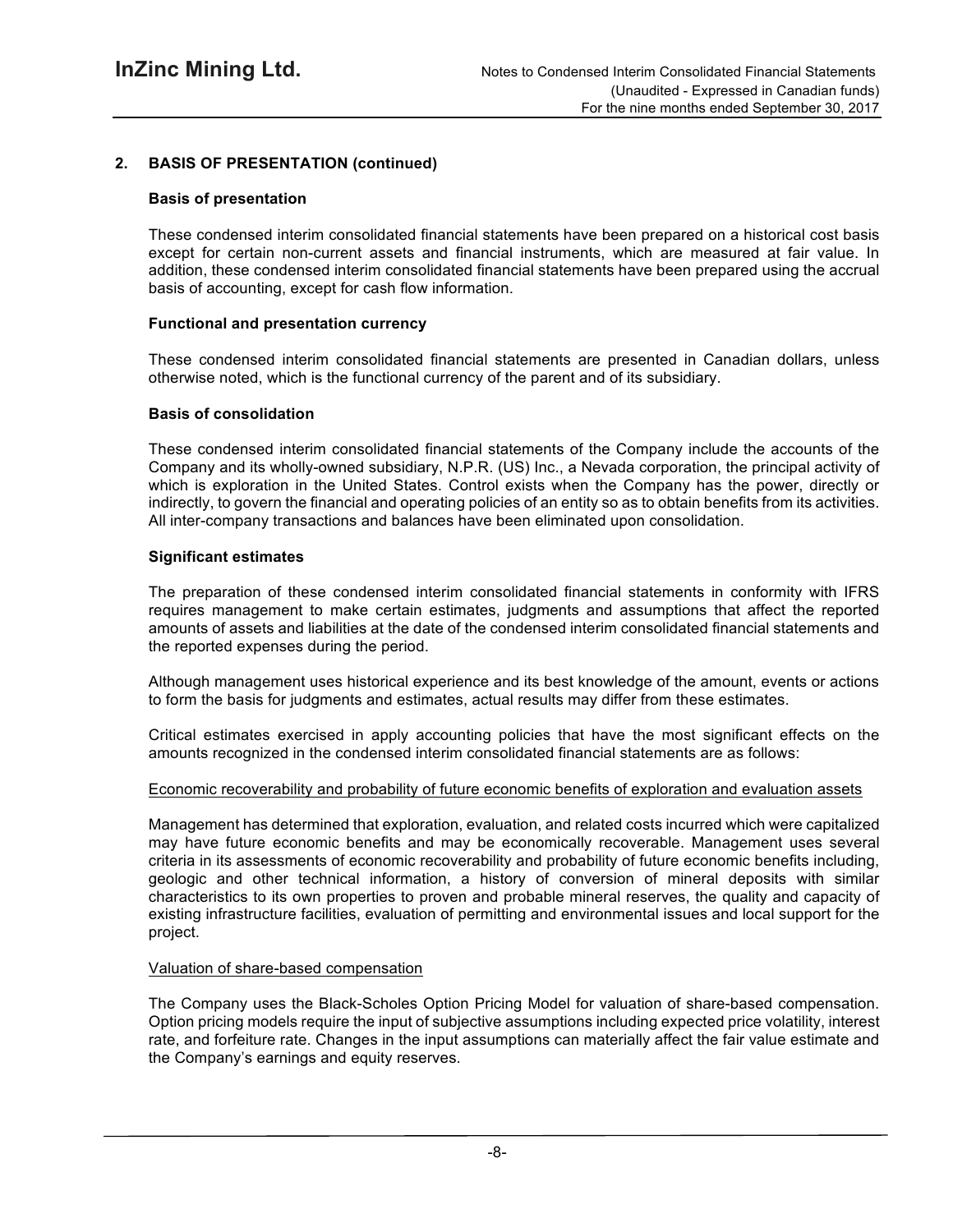## 2. BASIS OF PRESENTATION (continued)

### Basis of presentation

These condensed interim consolidated financial statements have been prepared on a historical cost basis except for certain non-current assets and financial instruments, which are measured at fair value. In addition, these condensed interim consolidated financial statements have been prepared using the accrual basis of accounting, except for cash flow information.

### Functional and presentation currency

These condensed interim consolidated financial statements are presented in Canadian dollars, unless otherwise noted, which is the functional currency of the parent and of its subsidiary.

### Basis of consolidation

These condensed interim consolidated financial statements of the Company include the accounts of the Company and its wholly-owned subsidiary, N.P.R. (US) Inc., a Nevada corporation, the principal activity of which is exploration in the United States. Control exists when the Company has the power, directly or indirectly, to govern the financial and operating policies of an entity so as to obtain benefits from its activities. All inter-company transactions and balances have been eliminated upon consolidation.

### Significant estimates

The preparation of these condensed interim consolidated financial statements in conformity with IFRS requires management to make certain estimates, judgments and assumptions that affect the reported amounts of assets and liabilities at the date of the condensed interim consolidated financial statements and the reported expenses during the period.

Although management uses historical experience and its best knowledge of the amount, events or actions to form the basis for judgments and estimates, actual results may differ from these estimates.

Critical estimates exercised in apply accounting policies that have the most significant effects on the amounts recognized in the condensed interim consolidated financial statements are as follows:

Economic recoverability and probability of future economic benefits of exploration and evaluation assets

Management has determined that exploration, evaluation, and related costs incurred which were capitalized may have future economic benefits and may be economically recoverable. Management uses several criteria in its assessments of economic recoverability and probability of future economic benefits including, geologic and other technical information, a history of conversion of mineral deposits with similar characteristics to its own properties to proven and probable mineral reserves, the quality and capacity of existing infrastructure facilities, evaluation of permitting and environmental issues and local support for the project.

Valuation of share-based compensation

The Company uses the Black-Scholes Option Pricing Model for valuation of share-based compensation. Option pricing models require the input of subjective assumptions including expected price volatility, interest rate, and forfeiture rate. Changes in the input assumptions can materially affect the fair value estimate and the Company's earnings and equity reserves.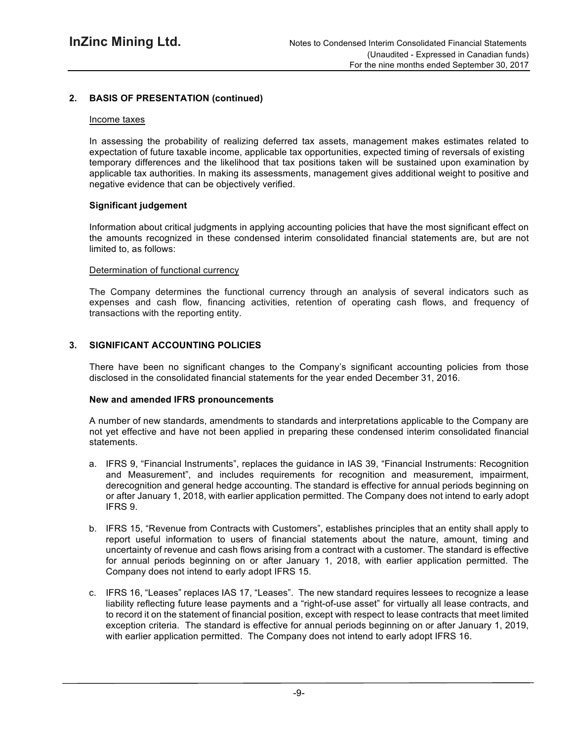## 2. BASIS OF PRESENTATION (continued)

Income taxes

In assessing the probability of realizing deferred tax assets, management makes estimates related to expectation of future taxable income, applicable tax opportunities, expected timing of reversals of existing temporary differences and the likelihood that tax positions taken will be sustained upon examination by applicable tax authorities. In making its assessments, management gives additional weight to positive and negative evidence that can be objectively verified.

**Significant judgement**

Information about critical judgments in applying accounting policies that have the most significant effect on the amounts recognized in these condensed interim consolidated financial statements are, but are not limited to, as follows:

Determination of functional currency

The Company determines the functional currency through an analysis of several indicators such as expenses and cash flow, financing activities, retention of operating cash flows, and frequency of transactions with the reporting entity.

## 3. SIGNIFICANT ACCOUNTING POLICIES

There have been no significant changes to the Company's significant accounting policies from those disclosed in the consolidated financial statements for the year ended December 31, 2016.

**New and amended IFRS pronouncements**

A number of new standards, amendments to standards and interpretations applicable to the Company are not yet effective and have not been applied in preparing these condensed interim consolidated financial statements.

a. IFRS 9, "Financial Instruments", replaces the guidance in IAS 39, "Financial Instruments: Recognition and Measurement", and includes requirements for recognition and measurement, impairment, derecognition and general hedge accounting. The standard is effective for annual periods beginning on or after January 1, 2018, with earlier application permitted. The Company does not intend to early adopt IFRS 9.

b. IFRS 15, "Revenue from Contracts with Customers", establishes principles that an entity shall apply to report useful information to users of financial statements about the nature, amount, timing and uncertainty of revenue and cash flows arising from a contract with a customer. The standard is effective for annual periods beginning on or after January 1, 2018, with earlier application permitted. The Company does not intend to early adopt IFRS 15.

c. IFRS 16, "Leases" replaces IAS 17, "Leases". The new standard requires lessees to recognize a lease liability reflecting future lease payments and a "right-of-use asset" for virtually all lease contracts, and to record it on the statement of financial position, except with respect to lease contracts that meet limited exception criteria. The standard is effective for annual periods beginning on or after January 1, 2019, with earlier application permitted. The Company does not intend to early adopt IFRS 16.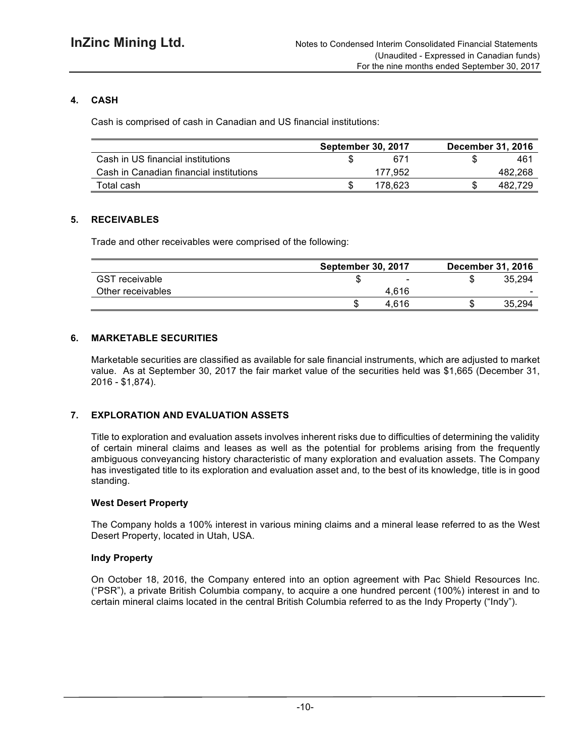## 4. CASH

Cash is comprised of cash in Canadian and US financial institutions:

| | September 30, 2017 | December 31, 2016 |
|---|---|---|
| Cash in US financial institutions | $ 671 | $ 461 |
| Cash in Canadian financial institutions | 177,952 | 482,268 |
| Total cash | $ 178,623 | $ 482,729 |

## 5. RECEIVABLES

Trade and other receivables were comprised of the following:

| | September 30, 2017 | December 31, 2016 |
|---|---|---|
| GST receivable | $ - | $ 35,294 |
| Other receivables | 4,616 | - |
| | $ 4,616 | $ 35,294 |

## 6. MARKETABLE SECURITIES

Marketable securities are classified as available for sale financial instruments, which are adjusted to market value. As at September 30, 2017 the fair market value of the securities held was $1,665 (December 31, 2016 - $1,874).

## 7. EXPLORATION AND EVALUATION ASSETS

Title to exploration and evaluation assets involves inherent risks due to difficulties of determining the validity of certain mineral claims and leases as well as the potential for problems arising from the frequently ambiguous conveyancing history characteristic of many exploration and evaluation assets. The Company has investigated title to its exploration and evaluation asset and, to the best of its knowledge, title is in good standing.

**West Desert Property**

The Company holds a 100% interest in various mining claims and a mineral lease referred to as the West Desert Property, located in Utah, USA.

**Indy Property**

On October 18, 2016, the Company entered into an option agreement with Pac Shield Resources Inc. ("PSR"), a private British Columbia company, to acquire a one hundred percent (100%) interest in and to certain mineral claims located in the central British Columbia referred to as the Indy Property ("Indy").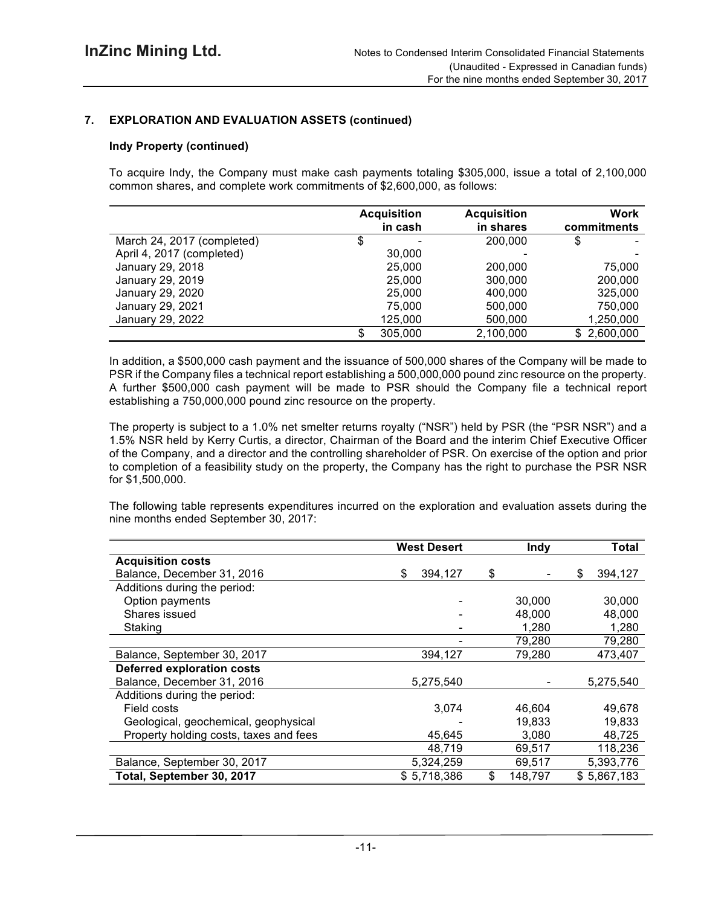## 7. EXPLORATION AND EVALUATION ASSETS (continued)

### Indy Property (continued)

To acquire Indy, the Company must make cash payments totaling $305,000, issue a total of 2,100,000 common shares, and complete work commitments of $2,600,000, as follows:

| | Acquisition in cash | Acquisition in shares | Work commitments |
|---|---|---|---|
| March 24, 2017 (completed) | $ - | 200,000 | $ - |
| April 4, 2017 (completed) | 30,000 | - | - |
| January 29, 2018 | 25,000 | 200,000 | 75,000 |
| January 29, 2019 | 25,000 | 300,000 | 200,000 |
| January 29, 2020 | 25,000 | 400,000 | 325,000 |
| January 29, 2021 | 75,000 | 500,000 | 750,000 |
| January 29, 2022 | 125,000 | 500,000 | 1,250,000 |
| | $ 305,000 | 2,100,000 | $ 2,600,000 |

In addition, a $500,000 cash payment and the issuance of 500,000 shares of the Company will be made to PSR if the Company files a technical report establishing a 500,000,000 pound zinc resource on the property. A further $500,000 cash payment will be made to PSR should the Company file a technical report establishing a 750,000,000 pound zinc resource on the property.

The property is subject to a 1.0% net smelter returns royalty ("NSR") held by PSR (the "PSR NSR") and a 1.5% NSR held by Kerry Curtis, a director, Chairman of the Board and the interim Chief Executive Officer of the Company, and a director and the controlling shareholder of PSR. On exercise of the option and prior to completion of a feasibility study on the property, the Company has the right to purchase the PSR NSR for $1,500,000.

The following table represents expenditures incurred on the exploration and evaluation assets during the nine months ended September 30, 2017:

| | West Desert | Indy | Total |
|---|---|---|---|
| **Acquisition costs** | | | |
| Balance, December 31, 2016 | $ 394,127 | $ - | $ 394,127 |
| Additions during the period: | | | |
| Option payments | - | 30,000 | 30,000 |
| Shares issued | - | 48,000 | 48,000 |
| Staking | - | 1,280 | 1,280 |
| | - | 79,280 | 79,280 |
| Balance, September 30, 2017 | 394,127 | 79,280 | 473,407 |
| **Deferred exploration costs** | | | |
| Balance, December 31, 2016 | 5,275,540 | - | 5,275,540 |
| Additions during the period: | | | |
| Field costs | 3,074 | 46,604 | 49,678 |
| Geological, geochemical, geophysical | - | 19,833 | 19,833 |
| Property holding costs, taxes and fees | 45,645 | 3,080 | 48,725 |
| | 48,719 | 69,517 | 118,236 |
| Balance, September 30, 2017 | 5,324,259 | 69,517 | 5,393,776 |
| **Total, September 30, 2017** | $ 5,718,386 | $ 148,797 | $ 5,867,183 |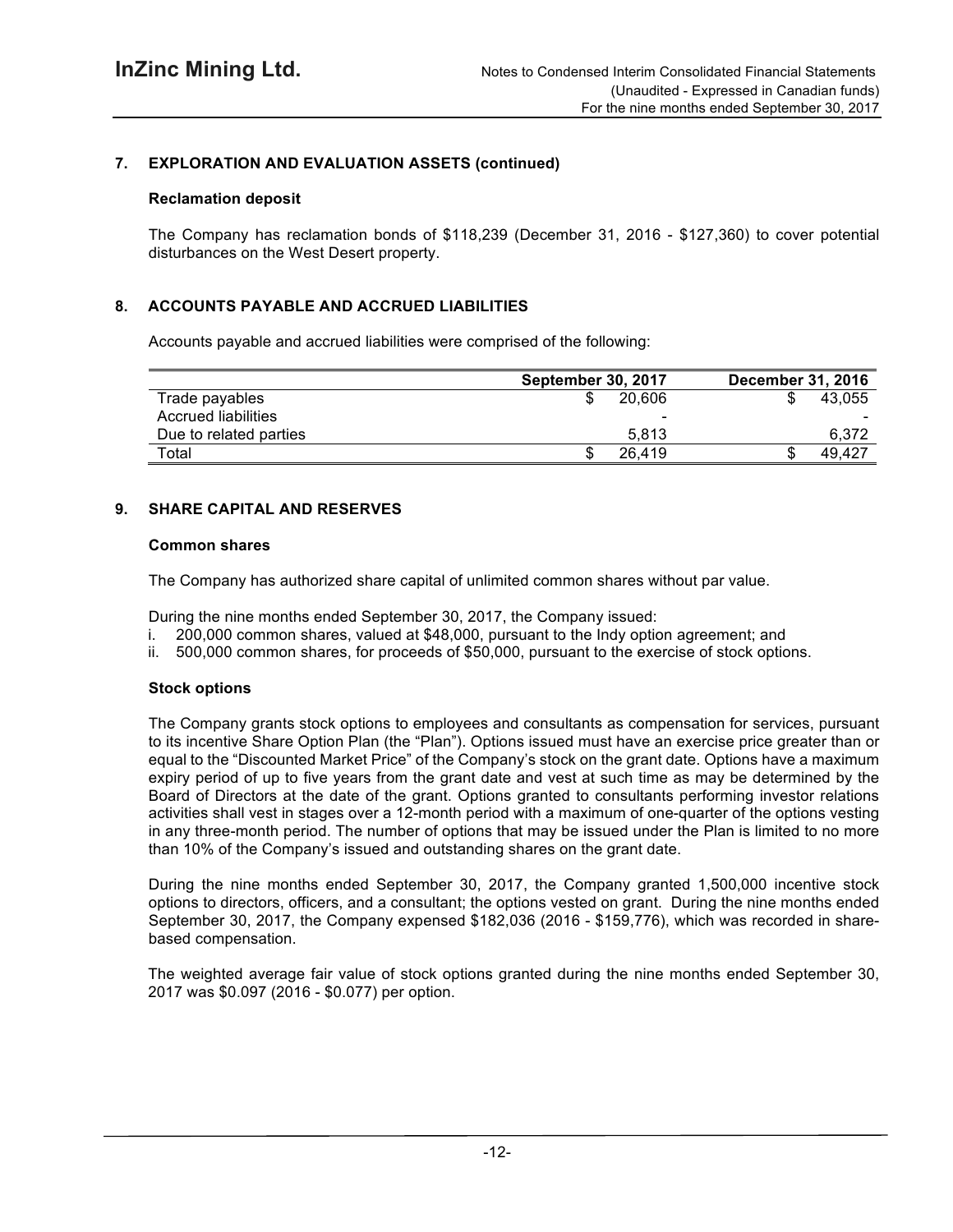## 7. EXPLORATION AND EVALUATION ASSETS (continued)

### Reclamation deposit

The Company has reclamation bonds of $118,239 (December 31, 2016 - $127,360) to cover potential disturbances on the West Desert property.

## 8. ACCOUNTS PAYABLE AND ACCRUED LIABILITIES

Accounts payable and accrued liabilities were comprised of the following:

| | September 30, 2017 | December 31, 2016 |
|---|---|---|
| Trade payables | $ 20,606 | $ 43,055 |
| Accrued liabilities | - | - |
| Due to related parties | 5,813 | 6,372 |
| Total | $ 26,419 | $ 49,427 |

## 9. SHARE CAPITAL AND RESERVES

### Common shares

The Company has authorized share capital of unlimited common shares without par value.

During the nine months ended September 30, 2017, the Company issued:

i. 200,000 common shares, valued at $48,000, pursuant to the Indy option agreement; and
ii. 500,000 common shares, for proceeds of $50,000, pursuant to the exercise of stock options.

### Stock options

The Company grants stock options to employees and consultants as compensation for services, pursuant to its incentive Share Option Plan (the "Plan"). Options issued must have an exercise price greater than or equal to the "Discounted Market Price" of the Company's stock on the grant date. Options have a maximum expiry period of up to five years from the grant date and vest at such time as may be determined by the Board of Directors at the date of the grant. Options granted to consultants performing investor relations activities shall vest in stages over a 12-month period with a maximum of one-quarter of the options vesting in any three-month period. The number of options that may be issued under the Plan is limited to no more than 10% of the Company's issued and outstanding shares on the grant date.

During the nine months ended September 30, 2017, the Company granted 1,500,000 incentive stock options to directors, officers, and a consultant; the options vested on grant. During the nine months ended September 30, 2017, the Company expensed $182,036 (2016 - $159,776), which was recorded in share-based compensation.

The weighted average fair value of stock options granted during the nine months ended September 30, 2017 was $0.097 (2016 - $0.077) per option.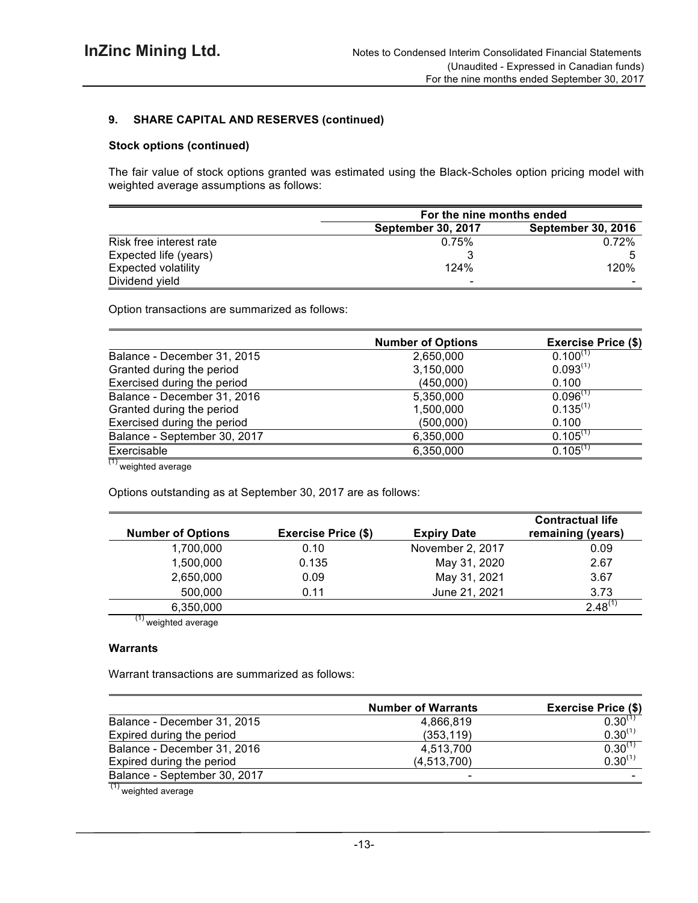### 9. SHARE CAPITAL AND RESERVES (continued)

#### Stock options (continued)

The fair value of stock options granted was estimated using the Black-Scholes option pricing model with weighted average assumptions as follows:

| | For the nine months ended | |
|---|---|---|
| | September 30, 2017 | September 30, 2016 |
| Risk free interest rate | 0.75% | 0.72% |
| Expected life (years) | 3 | 5 |
| Expected volatility | 124% | 120% |
| Dividend yield | - | - |

Option transactions are summarized as follows:

| | Number of Options | Exercise Price ($) |
|---|---|---|
| Balance - December 31, 2015 | 2,650,000 | 0.100[1] |
| Granted during the period | 3,150,000 | 0.093[1] |
| Exercised during the period | (450,000) | 0.100 |
| Balance - December 31, 2016 | 5,350,000 | 0.096[1] |
| Granted during the period | 1,500,000 | 0.135[1] |
| Exercised during the period | (500,000) | 0.100 |
| Balance - September 30, 2017 | 6,350,000 | 0.105[1] |
| Exercisable | 6,350,000 | 0.105[1] |

[1] weighted average

Options outstanding as at September 30, 2017 are as follows:

| Number of Options | Exercise Price ($) | Expiry Date | Contractual life remaining (years) |
|---|---|---|---|
| 1,700,000 | 0.10 | November 2, 2017 | 0.09 |
| 1,500,000 | 0.135 | May 31, 2020 | 2.67 |
| 2,650,000 | 0.09 | May 31, 2021 | 3.67 |
| 500,000 | 0.11 | June 21, 2021 | 3.73 |
| 6,350,000 | | | 2.48[1] |

[1] weighted average

#### Warrants

Warrant transactions are summarized as follows:

| | Number of Warrants | Exercise Price ($) |
|---|---|---|
| Balance - December 31, 2015 | 4,866,819 | 0.30[1] |
| Expired during the period | (353,119) | 0.30[1] |
| Balance - December 31, 2016 | 4,513,700 | 0.30[1] |
| Expired during the period | (4,513,700) | 0.30[1] |
| Balance - September 30, 2017 | - | - |

[1] weighted average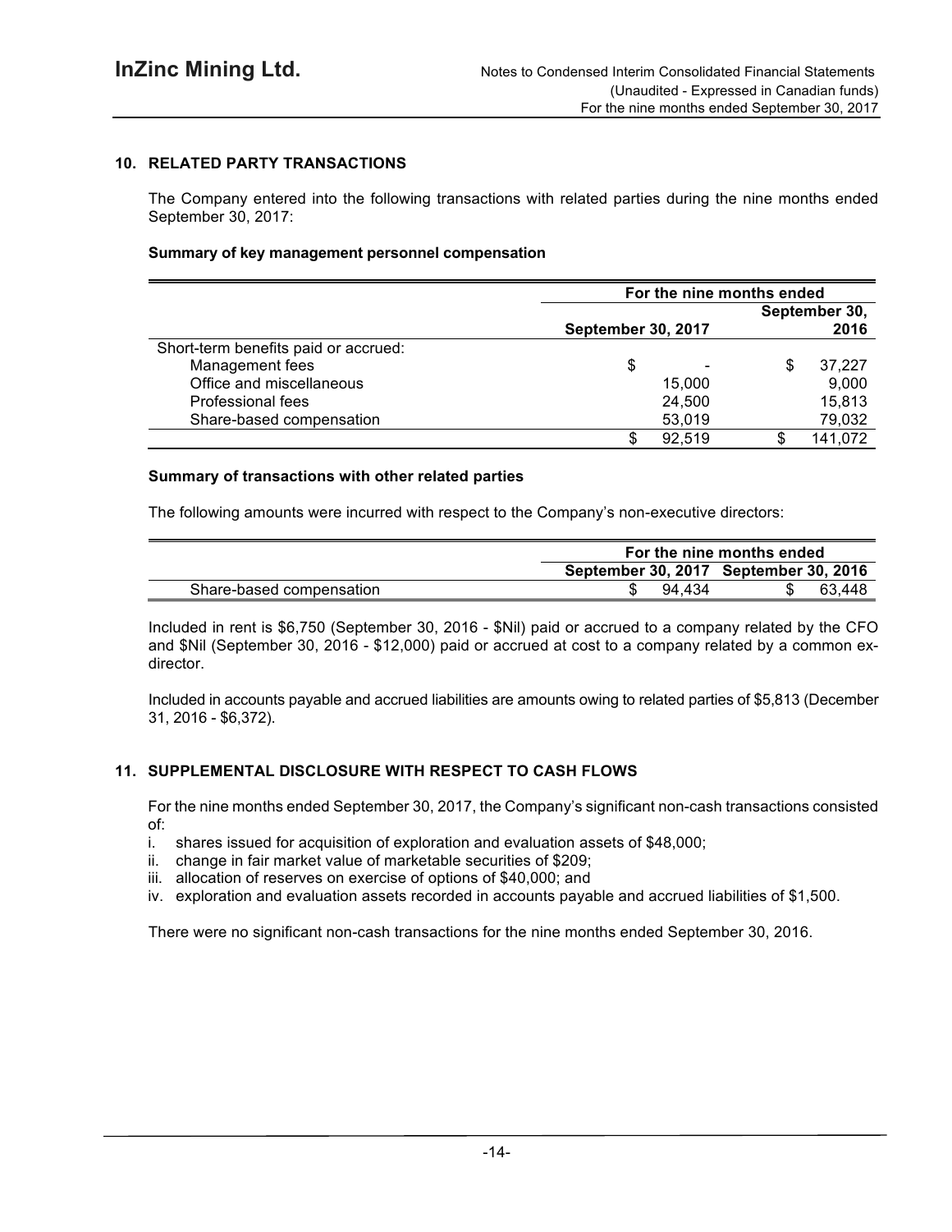## 10. RELATED PARTY TRANSACTIONS

The Company entered into the following transactions with related parties during the nine months ended September 30, 2017:

**Summary of key management personnel compensation**

| | For the nine months ended | |
|---|---|---|
| | September 30, 2017 | September 30, 2016 |
| Short-term benefits paid or accrued: | | |
| Management fees | $ - | $ 37,227 |
| Office and miscellaneous | 15,000 | 9,000 |
| Professional fees | 24,500 | 15,813 |
| Share-based compensation | 53,019 | 79,032 |
| | $ 92,519 | $ 141,072 |

**Summary of transactions with other related parties**

The following amounts were incurred with respect to the Company's non-executive directors:

| | For the nine months ended | |
|---|---|---|
| | September 30, 2017 | September 30, 2016 |
| Share-based compensation | $ 94,434 | $ 63,448 |

Included in rent is $6,750 (September 30, 2016 - $Nil) paid or accrued to a company related by the CFO and $Nil (September 30, 2016 - $12,000) paid or accrued at cost to a company related by a common ex-director.

Included in accounts payable and accrued liabilities are amounts owing to related parties of $5,813 (December 31, 2016 - $6,372).

## 11. SUPPLEMENTAL DISCLOSURE WITH RESPECT TO CASH FLOWS

For the nine months ended September 30, 2017, the Company's significant non-cash transactions consisted of:

i. shares issued for acquisition of exploration and evaluation assets of $48,000;
ii. change in fair market value of marketable securities of $209;
iii. allocation of reserves on exercise of options of $40,000; and
iv. exploration and evaluation assets recorded in accounts payable and accrued liabilities of $1,500.

There were no significant non-cash transactions for the nine months ended September 30, 2016.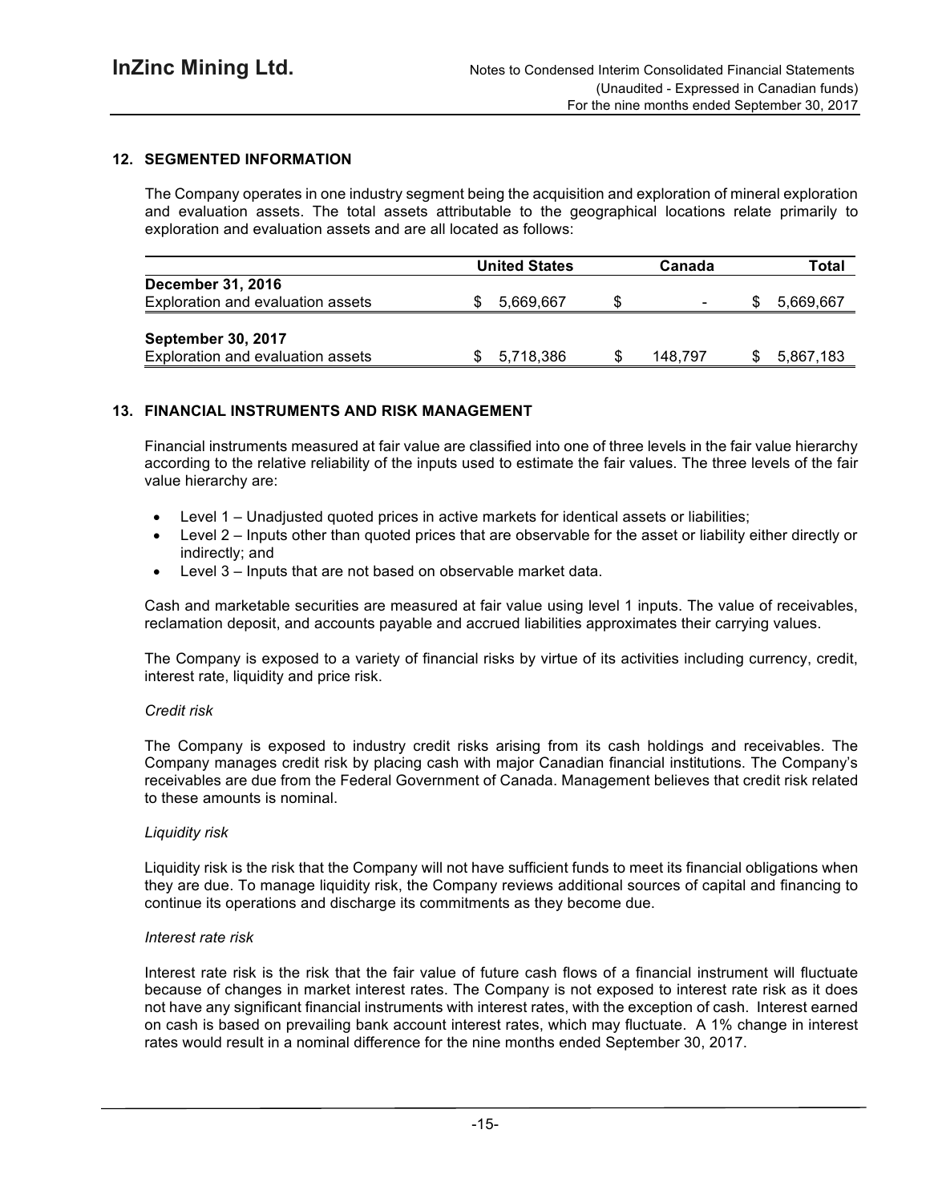## 12. SEGMENTED INFORMATION

The Company operates in one industry segment being the acquisition and exploration of mineral exploration and evaluation assets. The total assets attributable to the geographical locations relate primarily to exploration and evaluation assets and are all located as follows:

| | United States | Canada | Total |
|---|---|---|---|
| **December 31, 2016** | | | |
| Exploration and evaluation assets | $ 5,669,667 | $ - | $ 5,669,667 |
| **September 30, 2017** | | | |
| Exploration and evaluation assets | $ 5,718,386 | $ 148,797 | $ 5,867,183 |

## 13. FINANCIAL INSTRUMENTS AND RISK MANAGEMENT

Financial instruments measured at fair value are classified into one of three levels in the fair value hierarchy according to the relative reliability of the inputs used to estimate the fair values. The three levels of the fair value hierarchy are:

- Level 1 – Unadjusted quoted prices in active markets for identical assets or liabilities;
- Level 2 – Inputs other than quoted prices that are observable for the asset or liability either directly or indirectly; and
- Level 3 – Inputs that are not based on observable market data.

Cash and marketable securities are measured at fair value using level 1 inputs. The value of receivables, reclamation deposit, and accounts payable and accrued liabilities approximates their carrying values.

The Company is exposed to a variety of financial risks by virtue of its activities including currency, credit, interest rate, liquidity and price risk.

*Credit risk*

The Company is exposed to industry credit risks arising from its cash holdings and receivables. The Company manages credit risk by placing cash with major Canadian financial institutions. The Company's receivables are due from the Federal Government of Canada. Management believes that credit risk related to these amounts is nominal.

*Liquidity risk*

Liquidity risk is the risk that the Company will not have sufficient funds to meet its financial obligations when they are due. To manage liquidity risk, the Company reviews additional sources of capital and financing to continue its operations and discharge its commitments as they become due.

*Interest rate risk*

Interest rate risk is the risk that the fair value of future cash flows of a financial instrument will fluctuate because of changes in market interest rates. The Company is not exposed to interest rate risk as it does not have any significant financial instruments with interest rates, with the exception of cash. Interest earned on cash is based on prevailing bank account interest rates, which may fluctuate. A 1% change in interest rates would result in a nominal difference for the nine months ended September 30, 2017.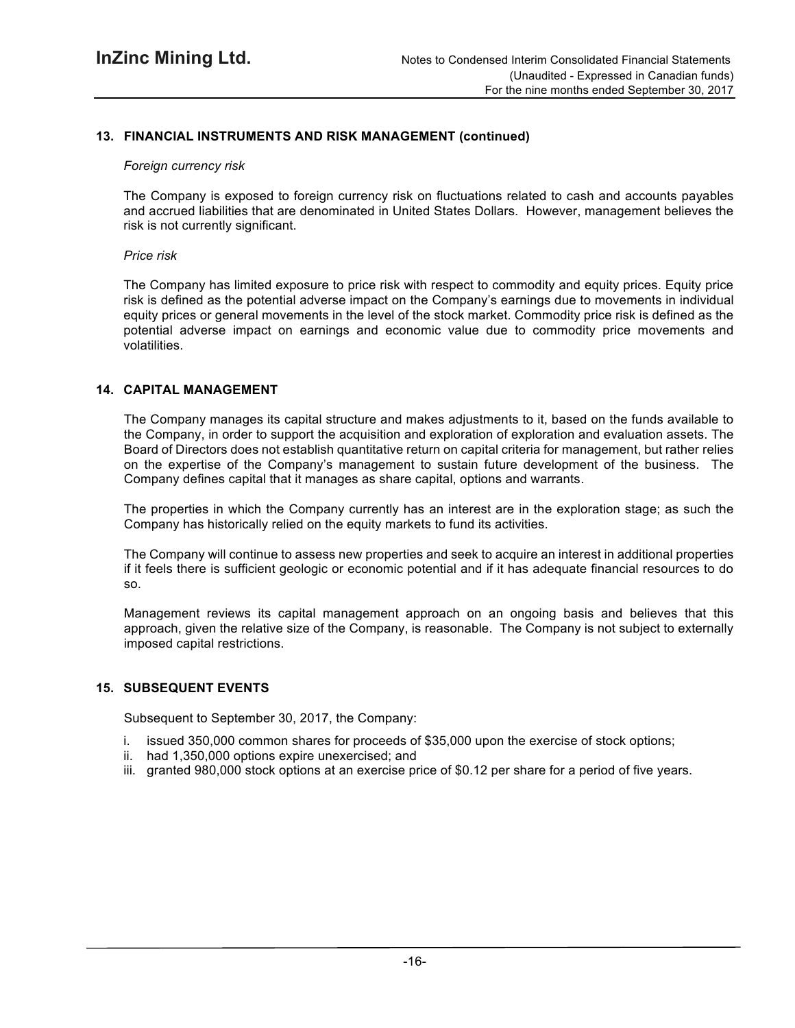## 13. FINANCIAL INSTRUMENTS AND RISK MANAGEMENT (continued)

*Foreign currency risk*

The Company is exposed to foreign currency risk on fluctuations related to cash and accounts payables and accrued liabilities that are denominated in United States Dollars. However, management believes the risk is not currently significant.

*Price risk*

The Company has limited exposure to price risk with respect to commodity and equity prices. Equity price risk is defined as the potential adverse impact on the Company's earnings due to movements in individual equity prices or general movements in the level of the stock market. Commodity price risk is defined as the potential adverse impact on earnings and economic value due to commodity price movements and volatilities.

## 14. CAPITAL MANAGEMENT

The Company manages its capital structure and makes adjustments to it, based on the funds available to the Company, in order to support the acquisition and exploration of exploration and evaluation assets. The Board of Directors does not establish quantitative return on capital criteria for management, but rather relies on the expertise of the Company's management to sustain future development of the business. The Company defines capital that it manages as share capital, options and warrants.

The properties in which the Company currently has an interest are in the exploration stage; as such the Company has historically relied on the equity markets to fund its activities.

The Company will continue to assess new properties and seek to acquire an interest in additional properties if it feels there is sufficient geologic or economic potential and if it has adequate financial resources to do so.

Management reviews its capital management approach on an ongoing basis and believes that this approach, given the relative size of the Company, is reasonable. The Company is not subject to externally imposed capital restrictions.

## 15. SUBSEQUENT EVENTS

Subsequent to September 30, 2017, the Company:

i. issued 350,000 common shares for proceeds of $35,000 upon the exercise of stock options;
ii. had 1,350,000 options expire unexercised; and
iii. granted 980,000 stock options at an exercise price of $0.12 per share for a period of five years.